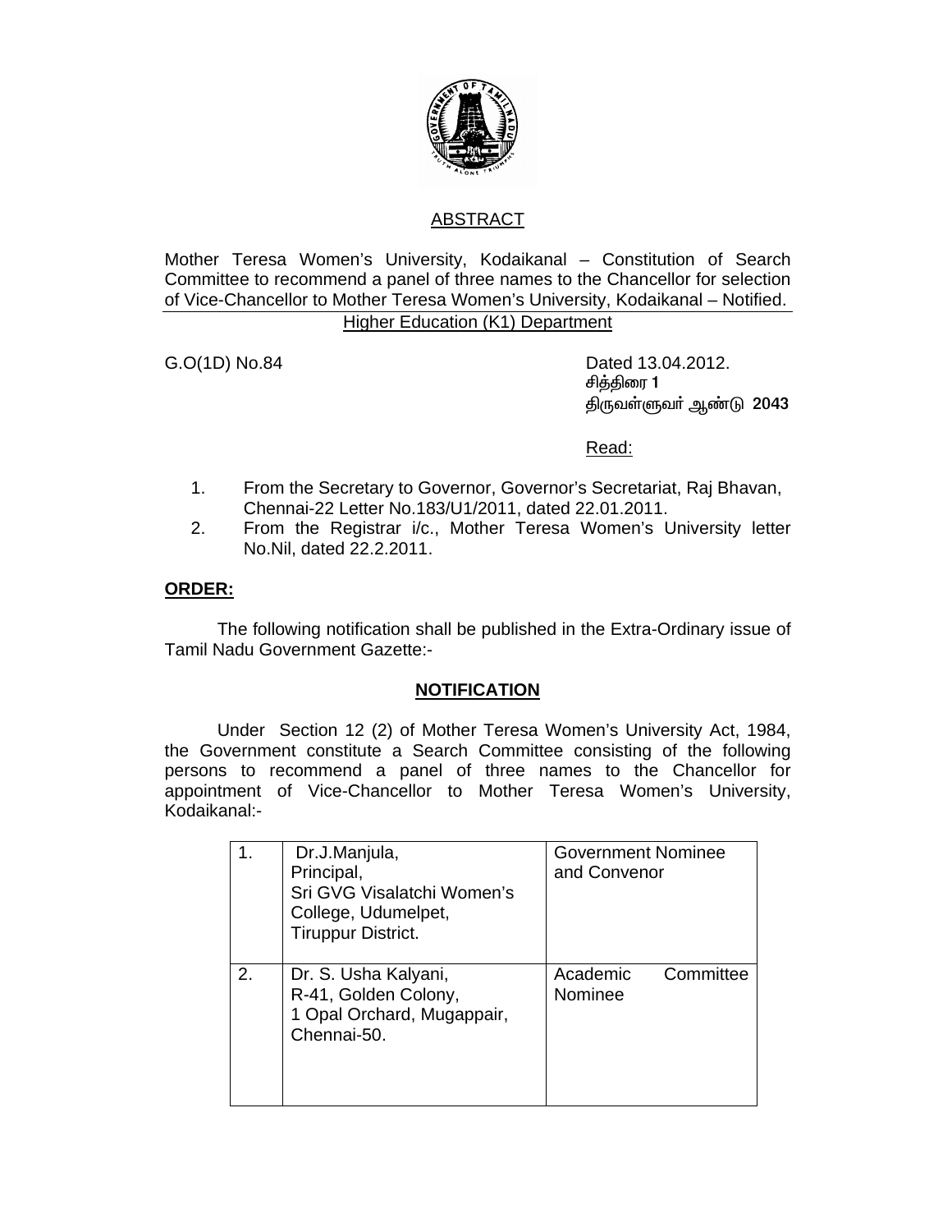## ABSTRACT

Mother Teresa Women's University, Kodaikanal – Constitution of Search Committee to recommend a panel of three names to the Chancellor for selection of Vice-Chancellor to Mother Teresa Women's University, Kodaikanal – Notified.

Higher Education (K1) Department

G.O(1D) No.84

Dated 13.04.2012.
சித்திரை 1
திருவள்ளுவர் ஆண்டு 2043

Read:

1. From the Secretary to Governor, Governor's Secretariat, Raj Bhavan, Chennai-22 Letter No.183/U1/2011, dated 22.01.2011.
2. From the Registrar i/c., Mother Teresa Women's University letter No.Nil, dated 22.2.2011.

**ORDER:**

The following notification shall be published in the Extra-Ordinary issue of Tamil Nadu Government Gazette:-

**NOTIFICATION**

Under Section 12 (2) of Mother Teresa Women's University Act, 1984, the Government constitute a Search Committee consisting of the following persons to recommend a panel of three names to the Chancellor for appointment of Vice-Chancellor to Mother Teresa Women's University, Kodaikanal:-

| | | |
|---|---|---|
| 1. | Dr.J.Manjula,<br>Principal,<br>Sri GVG Visalatchi Women's College, Udumelpet,<br>Tiruppur District. | Government Nominee and Convenor |
| 2. | Dr. S. Usha Kalyani,<br>R-41, Golden Colony,<br>1 Opal Orchard, Mugappair,<br>Chennai-50. | Academic Committee Nominee |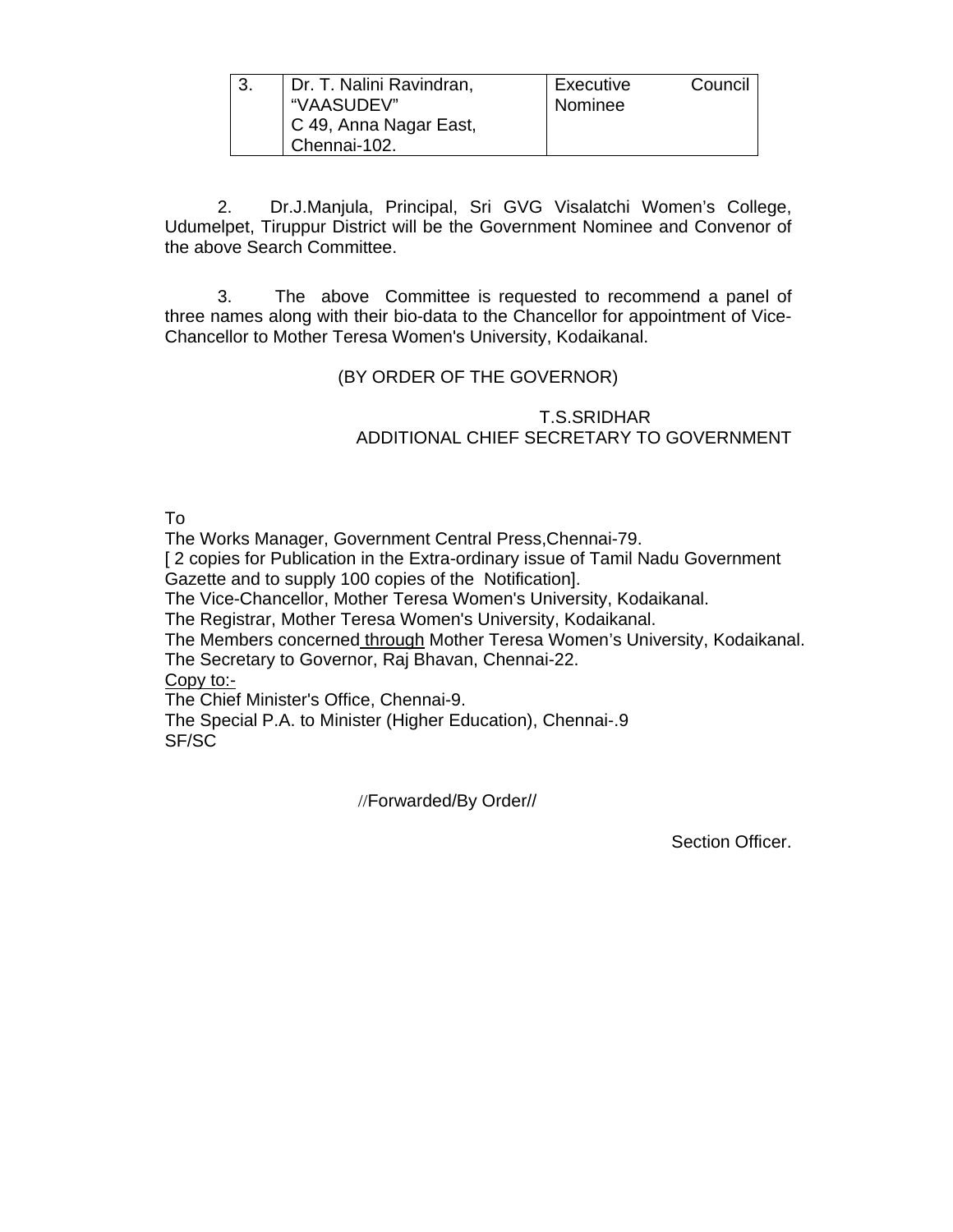| | | |
|---|---|---|
| 3. | Dr. T. Nalini Ravindran, "VAASUDEV" C 49, Anna Nagar East, Chennai-102. | Executive Council Nominee |

2. Dr.J.Manjula, Principal, Sri GVG Visalatchi Women's College, Udumelpet, Tiruppur District will be the Government Nominee and Convenor of the above Search Committee.

3. The above Committee is requested to recommend a panel of three names along with their bio-data to the Chancellor for appointment of Vice-Chancellor to Mother Teresa Women's University, Kodaikanal.

(BY ORDER OF THE GOVERNOR)

T.S.SRIDHAR
ADDITIONAL CHIEF SECRETARY TO GOVERNMENT

To
The Works Manager, Government Central Press,Chennai-79.
[ 2 copies for Publication in the Extra-ordinary issue of Tamil Nadu Government Gazette and to supply 100 copies of the Notification].
The Vice-Chancellor, Mother Teresa Women's University, Kodaikanal.
The Registrar, Mother Teresa Women's University, Kodaikanal.
The Members concerned through Mother Teresa Women's University, Kodaikanal.
The Secretary to Governor, Raj Bhavan, Chennai-22.
Copy to:-
The Chief Minister's Office, Chennai-9.
The Special P.A. to Minister (Higher Education), Chennai-.9
SF/SC

//Forwarded/By Order//

Section Officer.